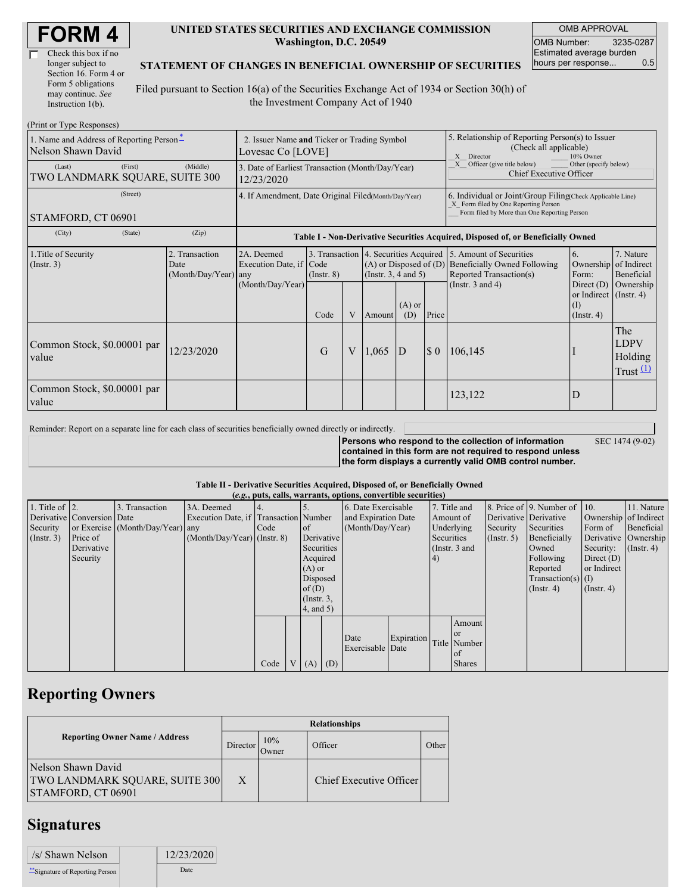# FORM 4

☐ Check this box if no longer subject to Section 16. Form 4 or Form 5 obligations may continue. *See* Instruction 1(b).

**UNITED STATES SECURITIES AND EXCHANGE COMMISSION**
**Washington, D.C. 20549**

**STATEMENT OF CHANGES IN BENEFICIAL OWNERSHIP OF SECURITIES**

Filed pursuant to Section 16(a) of the Securities Exchange Act of 1934 or Section 30(h) of the Investment Company Act of 1940

| OMB APPROVAL | |
|---|---|
| OMB Number: | 3235-0287 |
| Estimated average burden hours per response... | 0.5 |

(Print or Type Responses)

| 1. Name and Address of Reporting Person* | 2. Issuer Name and Ticker or Trading Symbol | 5. Relationship of Reporting Person(s) to Issuer (Check all applicable) |
|---|---|---|
| Nelson Shawn David | Lovesac Co [LOVE] | _X_ Director ___ 10% Owner<br>_X_ Officer (give title below) ___ Other (specify below)<br>Chief Executive Officer |
| (Last) (First) (Middle)<br>TWO LANDMARK SQUARE, SUITE 300 | 3. Date of Earliest Transaction (Month/Day/Year)<br>12/23/2020 | |
| (Street)<br>STAMFORD, CT 06901 | 4. If Amendment, Date Original Filed (Month/Day/Year) | 6. Individual or Joint/Group Filing (Check Applicable Line)<br>_X_ Form filed by One Reporting Person<br>___ Form filed by More than One Reporting Person |
| (City) (State) (Zip) | | |

**Table I - Non-Derivative Securities Acquired, Disposed of, or Beneficially Owned**

| 1.Title of Security (Instr. 3) | 2. Transaction Date (Month/Day/Year) | 2A. Deemed Execution Date, if any (Month/Day/Year) | 3. Transaction Code (Instr. 8) | | 4. Securities Acquired (A) or Disposed of (D) (Instr. 3, 4 and 5) | | | 5. Amount of Securities Beneficially Owned Following Reported Transaction(s) (Instr. 3 and 4) | 6. Ownership Form: Direct (D) or Indirect (I) (Instr. 4) | 7. Nature of Indirect Beneficial Ownership (Instr. 4) |
|---|---|---|---|---|---|---|---|---|---|---|
| | | | Code | V | Amount | (A) or (D) | Price | | | |
| Common Stock, $0.00001 par value | 12/23/2020 | | G | V | 1,065 | D | $ 0 | 106,145 | I | The LDPV Holding Trust (1) |
| Common Stock, $0.00001 par value | | | | | | | | 123,122 | D | |

Reminder: Report on a separate line for each class of securities beneficially owned directly or indirectly.

**Persons who respond to the collection of information contained in this form are not required to respond unless the form displays a currently valid OMB control number.** SEC 1474 (9-02)

**Table II - Derivative Securities Acquired, Disposed of, or Beneficially Owned**
**(*e.g.*, puts, calls, warrants, options, convertible securities)**

| 1. Title of Derivative Security (Instr. 3) | 2. Conversion or Exercise Price of Derivative Security | 3. Transaction Date (Month/Day/Year) | 3A. Deemed Execution Date, if any (Month/Day/Year) | 4. Transaction Code (Instr. 8) | | 5. Number of Derivative Securities Acquired (A) or Disposed of (D) (Instr. 3, 4, and 5) | | 6. Date Exercisable and Expiration Date (Month/Day/Year) | | 7. Title and Amount of Underlying Securities (Instr. 3 and 4) | | 8. Price of Derivative Security (Instr. 5) | 9. Number of Derivative Securities Beneficially Owned Following Reported Transaction(s) (Instr. 4) | 10. Ownership Form of Derivative Security: Direct (D) or Indirect (I) (Instr. 4) | 11. Nature of Indirect Beneficial Ownership (Instr. 4) |
|---|---|---|---|---|---|---|---|---|---|---|---|---|---|---|---|
| | | | | Code | V | (A) | (D) | Date Exercisable | Expiration Date | Title | Amount or Number of Shares | | | | |

## Reporting Owners

| Reporting Owner Name / Address | Relationships | | | |
|---|---|---|---|---|
| | Director | 10% Owner | Officer | Other |
| Nelson Shawn David<br>TWO LANDMARK SQUARE, SUITE 300<br>STAMFORD, CT 06901 | X | | Chief Executive Officer | |

## Signatures

| /s/ Shawn Nelson | 12/23/2020 |
|---|---|
| **Signature of Reporting Person | Date |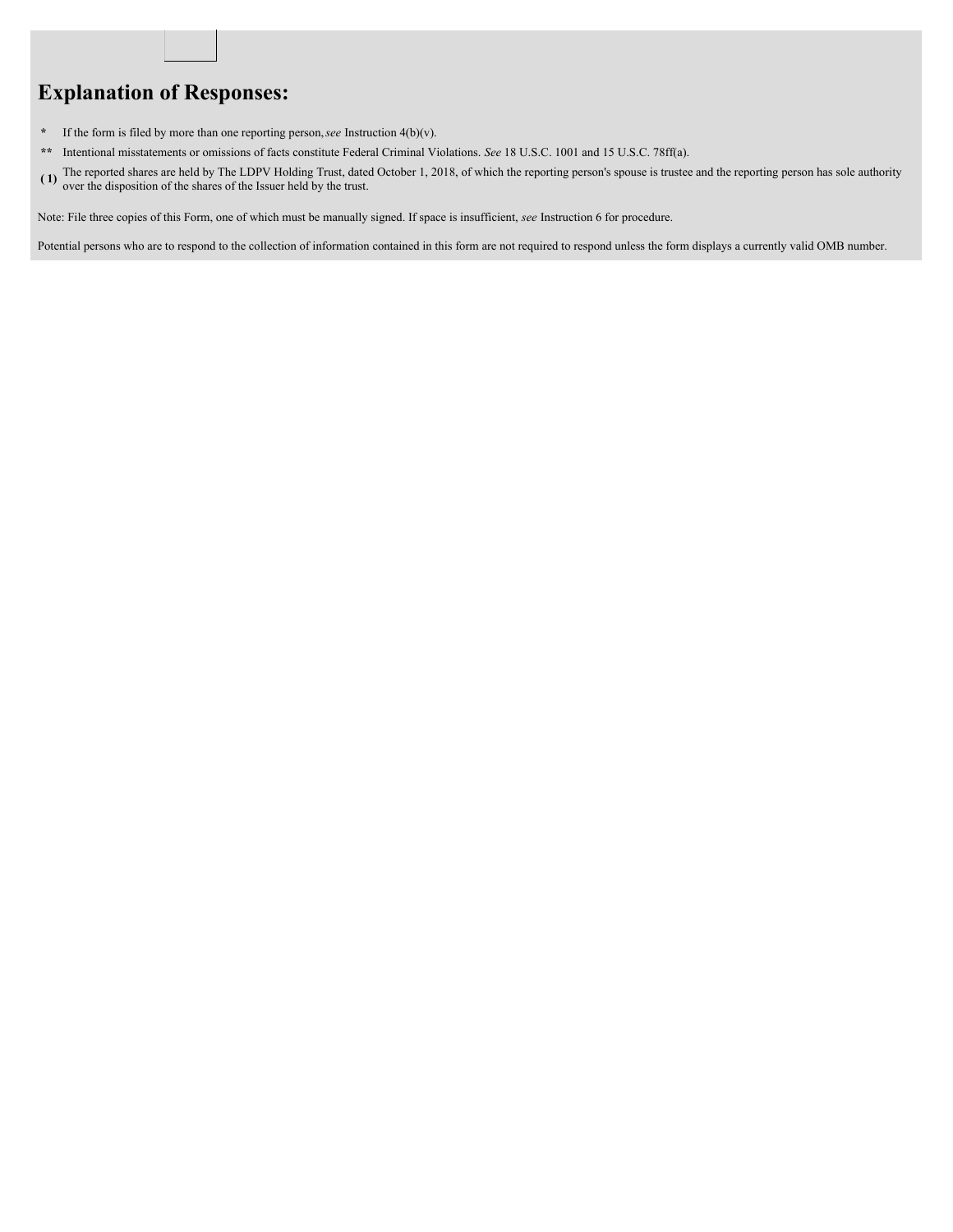## Explanation of Responses:

* If the form is filed by more than one reporting person, *see* Instruction 4(b)(v).

** Intentional misstatements or omissions of facts constitute Federal Criminal Violations. *See* 18 U.S.C. 1001 and 15 U.S.C. 78ff(a).

( 1) The reported shares are held by The LDPV Holding Trust, dated October 1, 2018, of which the reporting person's spouse is trustee and the reporting person has sole authority over the disposition of the shares of the Issuer held by the trust.

Note: File three copies of this Form, one of which must be manually signed. If space is insufficient, *see* Instruction 6 for procedure.

Potential persons who are to respond to the collection of information contained in this form are not required to respond unless the form displays a currently valid OMB number.